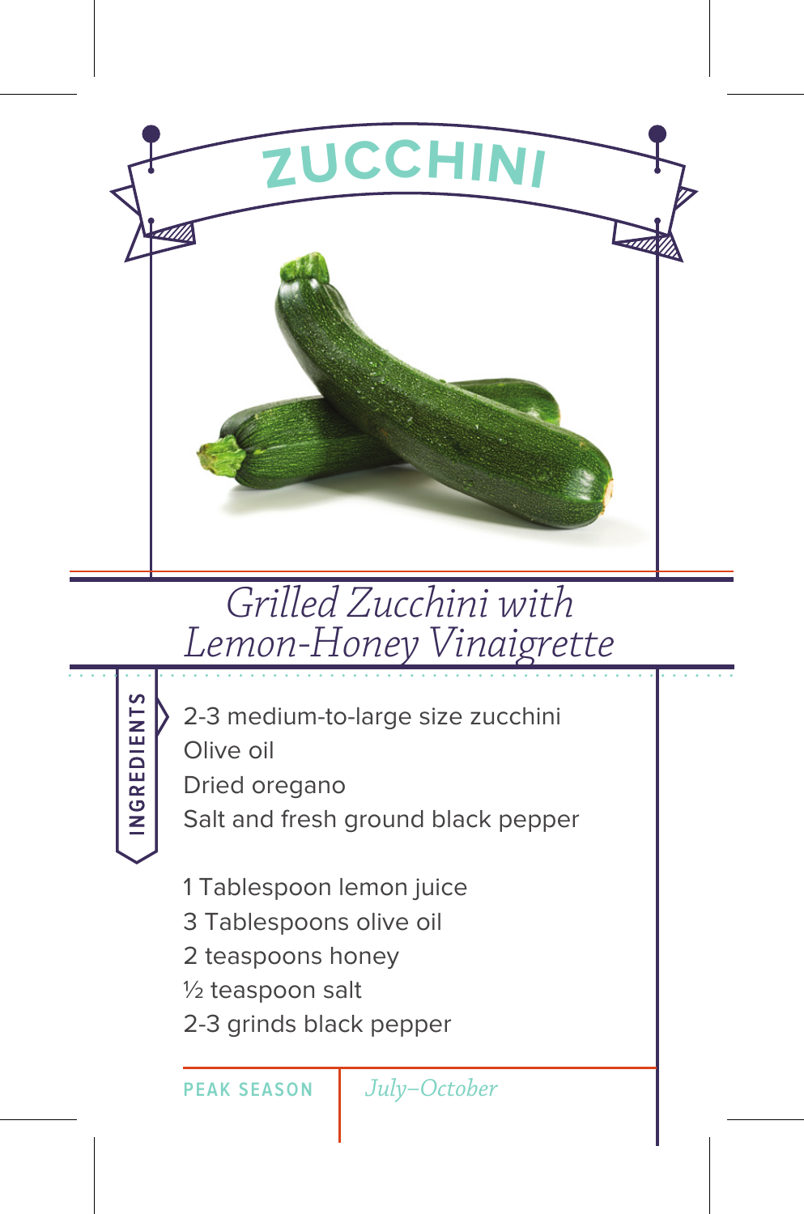# ZUCCHINI

## *Grilled Zucchini with Lemon-Honey Vinaigrette*

**INGREDIENTS**

2-3 medium-to-large size zucchini
Olive oil
Dried oregano
Salt and fresh ground black pepper

1 Tablespoon lemon juice
3 Tablespoons olive oil
2 teaspoons honey
½ teaspoon salt
2-3 grinds black pepper

**PEAK SEASON** *July–October*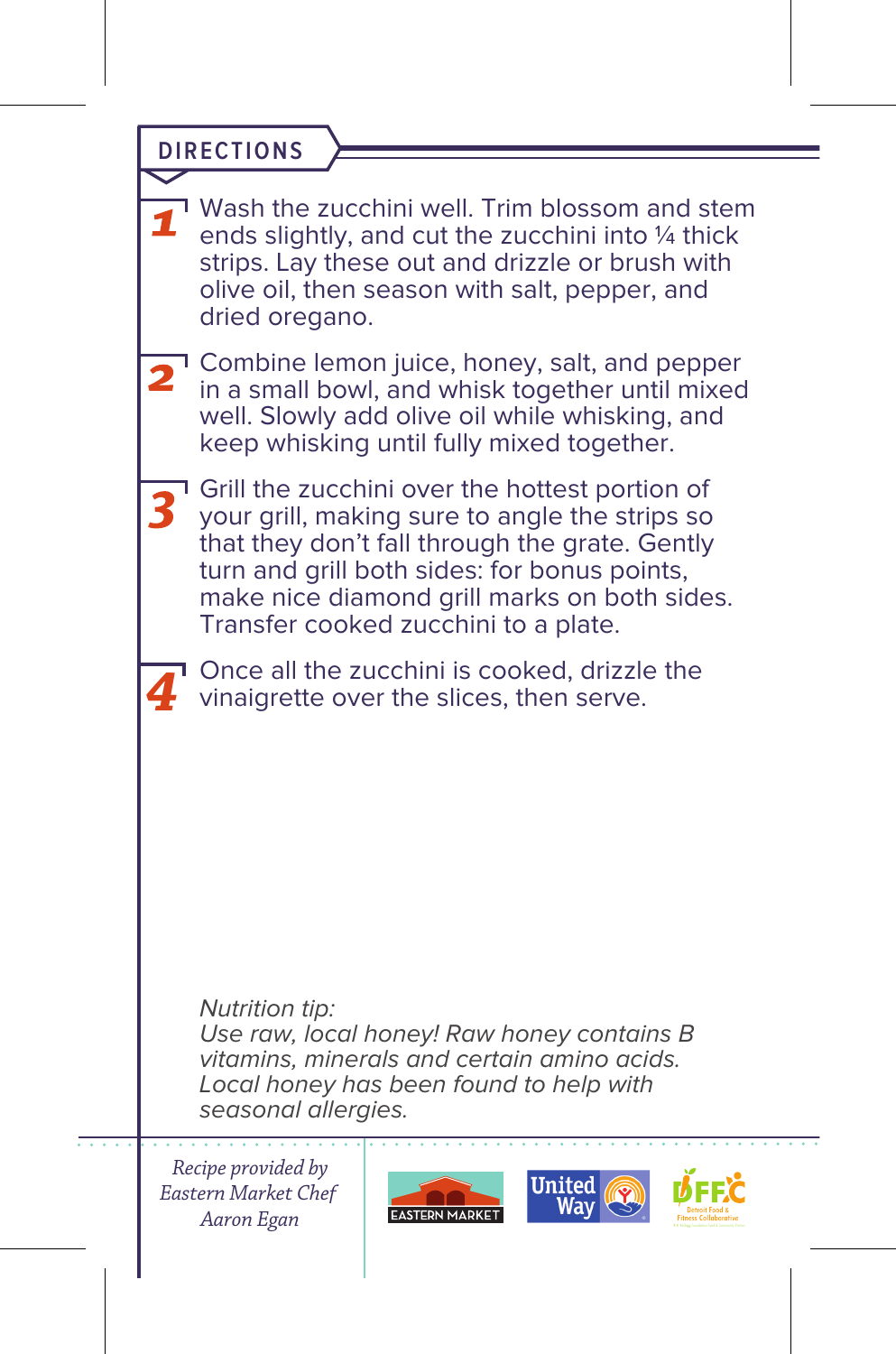## DIRECTIONS

1. Wash the zucchini well. Trim blossom and stem ends slightly, and cut the zucchini into ¼ thick strips. Lay these out and drizzle or brush with olive oil, then season with salt, pepper, and dried oregano.

2. Combine lemon juice, honey, salt, and pepper in a small bowl, and whisk together until mixed well. Slowly add olive oil while whisking, and keep whisking until fully mixed together.

3. Grill the zucchini over the hottest portion of your grill, making sure to angle the strips so that they don't fall through the grate. Gently turn and grill both sides: for bonus points, make nice diamond grill marks on both sides. Transfer cooked zucchini to a plate.

4. Once all the zucchini is cooked, drizzle the vinaigrette over the slices, then serve.

*Nutrition tip:*
*Use raw, local honey! Raw honey contains B vitamins, minerals and certain amino acids. Local honey has been found to help with seasonal allergies.*

*Recipe provided by Eastern Market Chef Aaron Egan*

EASTERN MARKET

United Way

DFFC Detroit Food & Fitness Collaborative